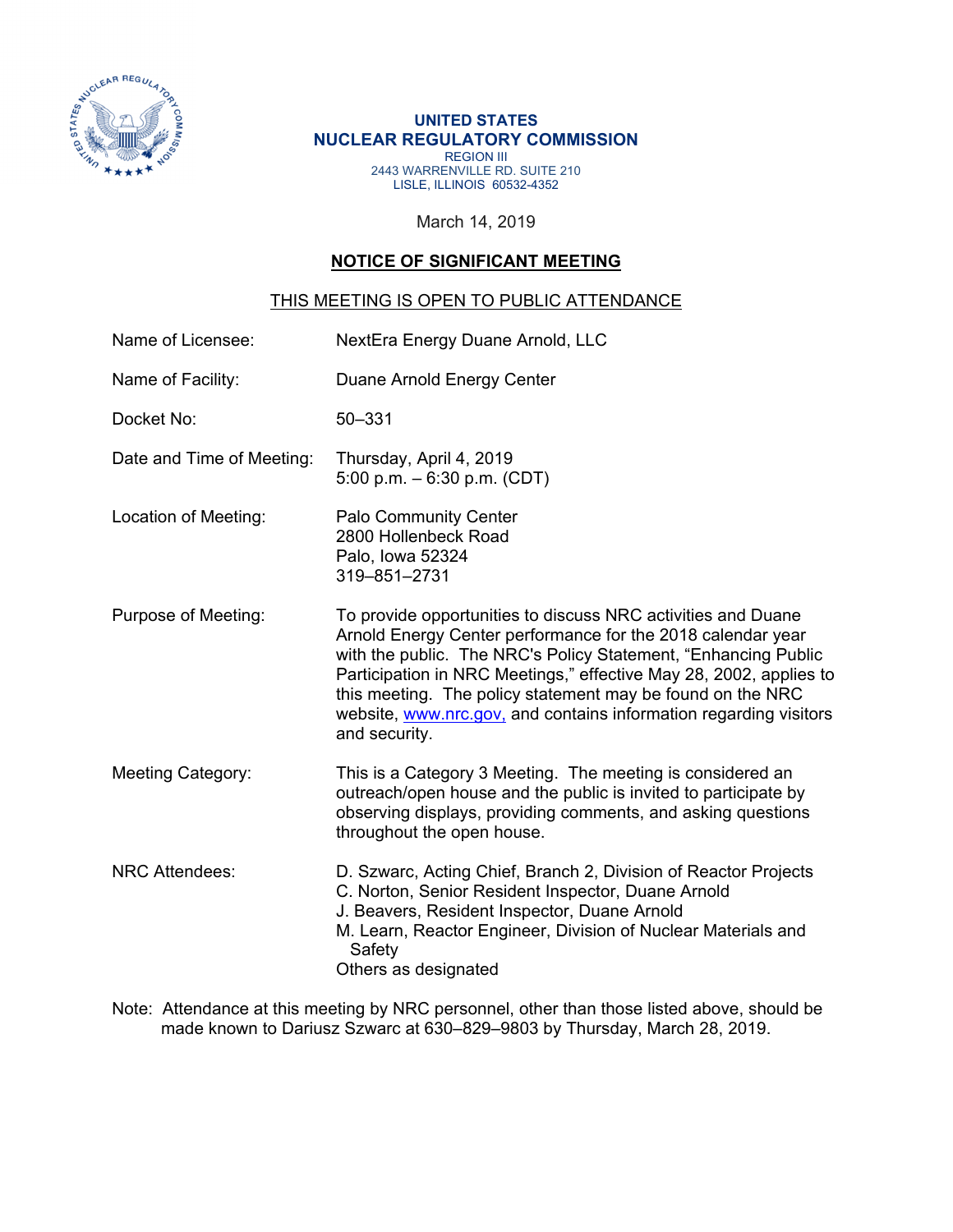**UNITED STATES**
**NUCLEAR REGULATORY COMMISSION**
REGION III
2443 WARRENVILLE RD. SUITE 210
LISLE, ILLINOIS 60532-4352

March 14, 2019

## NOTICE OF SIGNIFICANT MEETING

THIS MEETING IS OPEN TO PUBLIC ATTENDANCE

Name of Licensee: NextEra Energy Duane Arnold, LLC

Name of Facility: Duane Arnold Energy Center

Docket No: 50–331

Date and Time of Meeting: Thursday, April 4, 2019
5:00 p.m. – 6:30 p.m. (CDT)

Location of Meeting: Palo Community Center
2800 Hollenbeck Road
Palo, Iowa 52324
319–851–2731

Purpose of Meeting: To provide opportunities to discuss NRC activities and Duane Arnold Energy Center performance for the 2018 calendar year with the public. The NRC's Policy Statement, "Enhancing Public Participation in NRC Meetings," effective May 28, 2002, applies to this meeting. The policy statement may be found on the NRC website, www.nrc.gov, and contains information regarding visitors and security.

Meeting Category: This is a Category 3 Meeting. The meeting is considered an outreach/open house and the public is invited to participate by observing displays, providing comments, and asking questions throughout the open house.

NRC Attendees: D. Szwarc, Acting Chief, Branch 2, Division of Reactor Projects
C. Norton, Senior Resident Inspector, Duane Arnold
J. Beavers, Resident Inspector, Duane Arnold
M. Learn, Reactor Engineer, Division of Nuclear Materials and Safety
Others as designated

Note: Attendance at this meeting by NRC personnel, other than those listed above, should be made known to Dariusz Szwarc at 630–829–9803 by Thursday, March 28, 2019.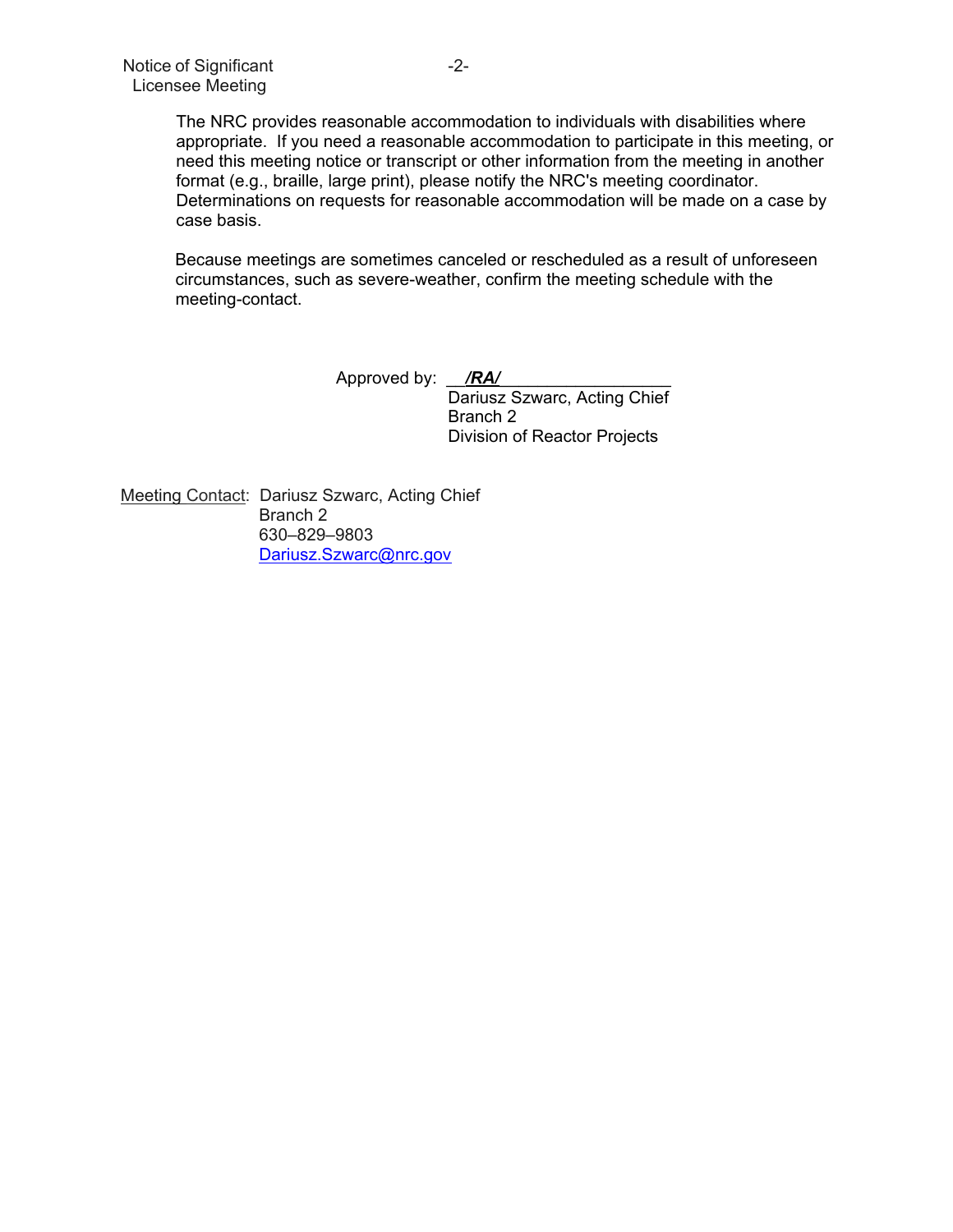The NRC provides reasonable accommodation to individuals with disabilities where appropriate. If you need a reasonable accommodation to participate in this meeting, or need this meeting notice or transcript or other information from the meeting in another format (e.g., braille, large print), please notify the NRC's meeting coordinator. Determinations on requests for reasonable accommodation will be made on a case by case basis.

Because meetings are sometimes canceled or rescheduled as a result of unforeseen circumstances, such as severe-weather, confirm the meeting schedule with the meeting-contact.

Approved by: ***/RA/***
Dariusz Szwarc, Acting Chief
Branch 2
Division of Reactor Projects

Meeting Contact: Dariusz Szwarc, Acting Chief
Branch 2
630–829–9803
Dariusz.Szwarc@nrc.gov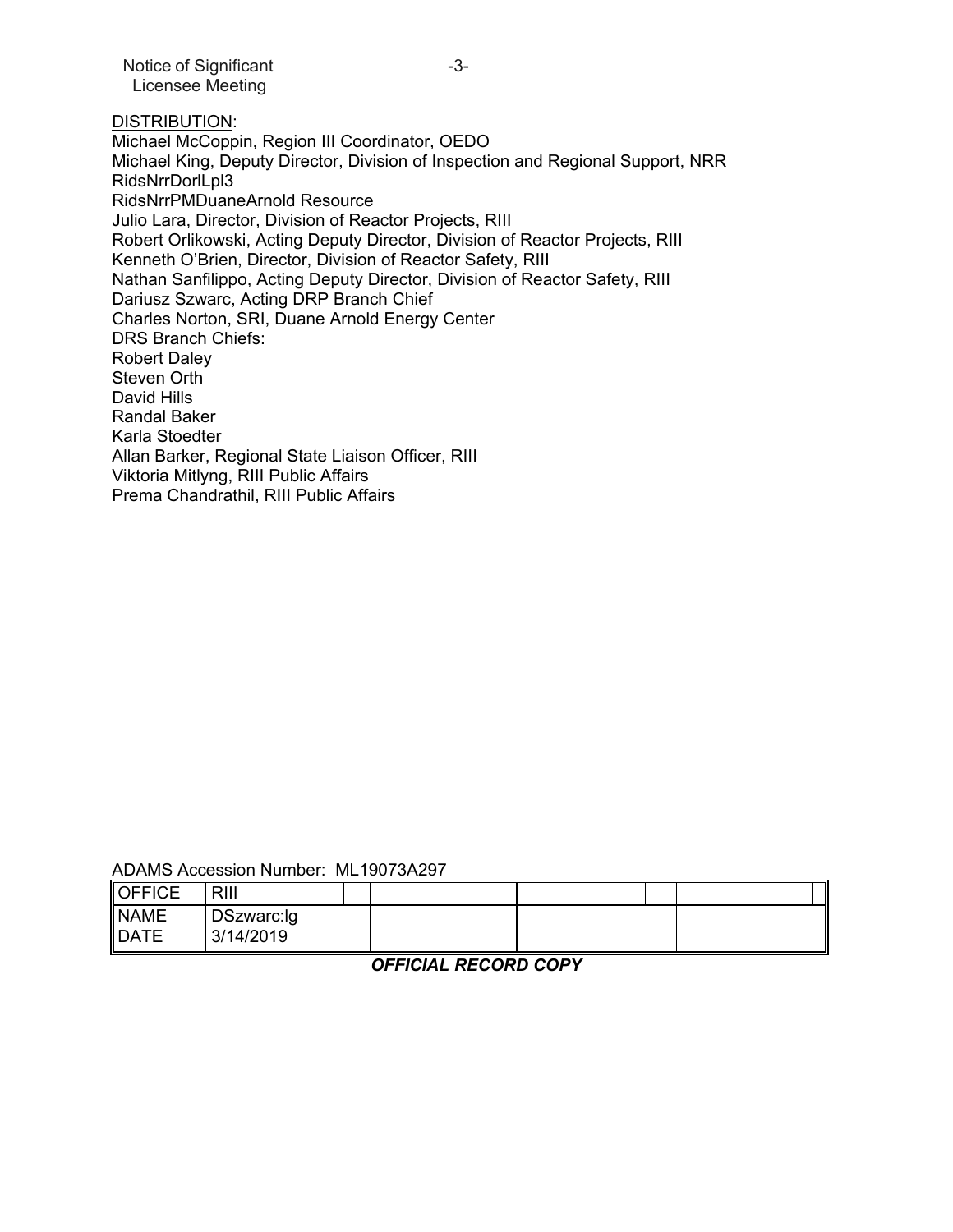DISTRIBUTION:

Michael McCoppin, Region III Coordinator, OEDO
Michael King, Deputy Director, Division of Inspection and Regional Support, NRR
RidsNrrDorlLpl3
RidsNrrPMDuaneArnold Resource
Julio Lara, Director, Division of Reactor Projects, RIII
Robert Orlikowski, Acting Deputy Director, Division of Reactor Projects, RIII
Kenneth O'Brien, Director, Division of Reactor Safety, RIII
Nathan Sanfilippo, Acting Deputy Director, Division of Reactor Safety, RIII
Dariusz Szwarc, Acting DRP Branch Chief
Charles Norton, SRI, Duane Arnold Energy Center
DRS Branch Chiefs:
Robert Daley
Steven Orth
David Hills
Randal Baker
Karla Stoedter
Allan Barker, Regional State Liaison Officer, RIII
Viktoria Mitlyng, RIII Public Affairs
Prema Chandrathil, RIII Public Affairs

ADAMS Accession Number: ML19073A297

| | | | | |
|---|---|---|---|---|
| OFFICE | RIII | | | |
| NAME | DSzwarc:lg | | | |
| DATE | 3/14/2019 | | | |

***OFFICIAL RECORD COPY***